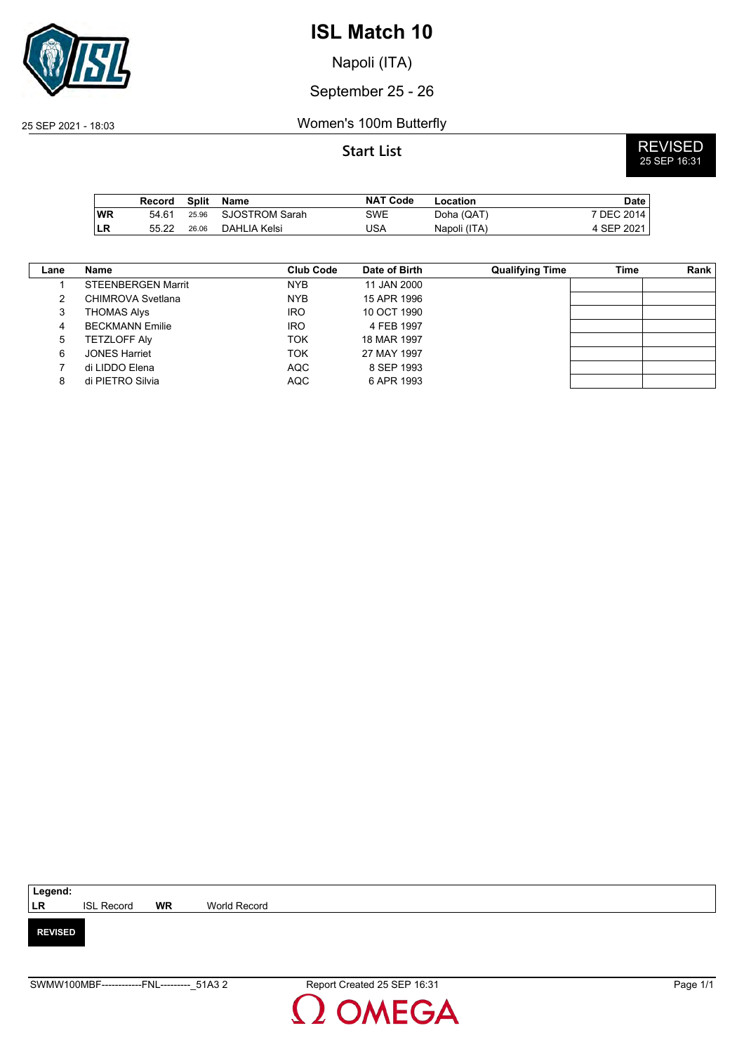# ISL Match 10

Napoli (ITA)

September 25 - 26

25 SEP 2021 - 18:03

Women's 100m Butterfly

## Start List

**REVISED**
25 SEP 16:31

| | Record | Split | Name | NAT Code | Location | Date |
|---|---|---|---|---|---|---|
| **WR** | 54.61 | 25.96 | SJOSTROM Sarah | SWE | Doha (QAT) | 7 DEC 2014 |
| **LR** | 55.22 | 26.06 | DAHLIA Kelsi | USA | Napoli (ITA) | 4 SEP 2021 |

| Lane | Name | Club Code | Date of Birth | Qualifying Time | Time | Rank |
|---|---|---|---|---|---|---|
| 1 | STEENBERGEN Marrit | NYB | 11 JAN 2000 | | | |
| 2 | CHIMROVA Svetlana | NYB | 15 APR 1996 | | | |
| 3 | THOMAS Alys | IRO | 10 OCT 1990 | | | |
| 4 | BECKMANN Emilie | IRO | 4 FEB 1997 | | | |
| 5 | TETZLOFF Aly | TOK | 18 MAR 1997 | | | |
| 6 | JONES Harriet | TOK | 27 MAY 1997 | | | |
| 7 | di LIDDO Elena | AQC | 8 SEP 1993 | | | |
| 8 | di PIETRO Silvia | AQC | 6 APR 1993 | | | |

**Legend:**
**LR** ISL Record **WR** World Record

**REVISED**

SWMW100MBF------------FNL---------_51A3 2 Report Created 25 SEP 16:31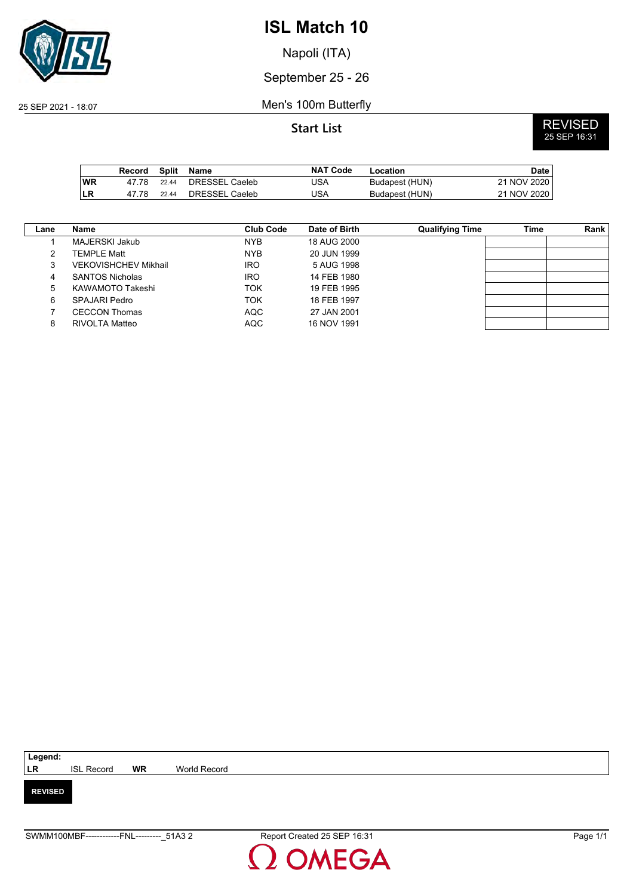# ISL Match 10

Napoli (ITA)

September 25 - 26

25 SEP 2021 - 18:07

Men's 100m Butterfly

## Start List

**REVISED**
25 SEP 16:31

| | Record | Split | Name | NAT Code | Location | Date |
|---|---|---|---|---|---|---|
| **WR** | 47.78 | 22.44 | DRESSEL Caeleb | USA | Budapest (HUN) | 21 NOV 2020 |
| **LR** | 47.78 | 22.44 | DRESSEL Caeleb | USA | Budapest (HUN) | 21 NOV 2020 |

| Lane | Name | Club Code | Date of Birth | Qualifying Time | Time | Rank |
|---|---|---|---|---|---|---|
| 1 | MAJERSKI Jakub | NYB | 18 AUG 2000 | | | |
| 2 | TEMPLE Matt | NYB | 20 JUN 1999 | | | |
| 3 | VEKOVISHCHEV Mikhail | IRO | 5 AUG 1998 | | | |
| 4 | SANTOS Nicholas | IRO | 14 FEB 1980 | | | |
| 5 | KAWAMOTO Takeshi | TOK | 19 FEB 1995 | | | |
| 6 | SPAJARI Pedro | TOK | 18 FEB 1997 | | | |
| 7 | CECCON Thomas | AQC | 27 JAN 2001 | | | |
| 8 | RIVOLTA Matteo | AQC | 16 NOV 1991 | | | |

**Legend:**
**LR** ISL Record **WR** World Record

**REVISED**

SWMM100MBF------------FNL---------_51A3 2 Report Created 25 SEP 16:31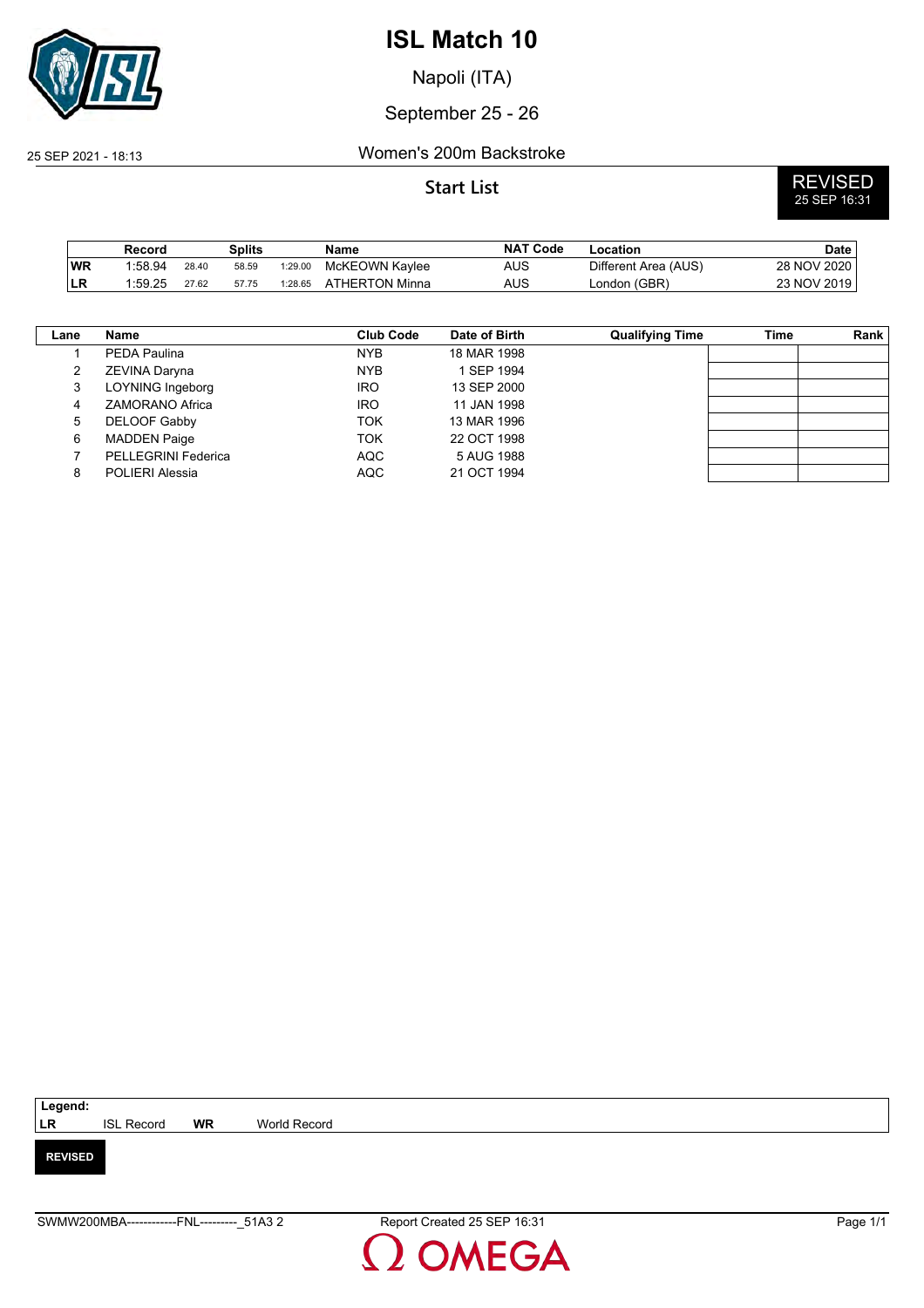# ISL Match 10

Napoli (ITA)

September 25 - 26

25 SEP 2021 - 18:13

## Women's 200m Backstroke

### Start List

**REVISED**
25 SEP 16:31

| | Record | Splits | | | Name | NAT Code | Location | Date |
|---|---|---|---|---|---|---|---|---|
| WR | 1:58.94 | 28.40 | 58.59 | 1:29.00 | McKEOWN Kaylee | AUS | Different Area (AUS) | 28 NOV 2020 |
| LR | 1:59.25 | 27.62 | 57.75 | 1:28.65 | ATHERTON Minna | AUS | London (GBR) | 23 NOV 2019 |

| Lane | Name | Club Code | Date of Birth | Qualifying Time | Time | Rank |
|---|---|---|---|---|---|---|
| 1 | PEDA Paulina | NYB | 18 MAR 1998 | | | |
| 2 | ZEVINA Daryna | NYB | 1 SEP 1994 | | | |
| 3 | LOYNING Ingeborg | IRO | 13 SEP 2000 | | | |
| 4 | ZAMORANO Africa | IRO | 11 JAN 1998 | | | |
| 5 | DELOOF Gabby | TOK | 13 MAR 1996 | | | |
| 6 | MADDEN Paige | TOK | 22 OCT 1998 | | | |
| 7 | PELLEGRINI Federica | AQC | 5 AUG 1988 | | | |
| 8 | POLIERI Alessia | AQC | 21 OCT 1994 | | | |

**Legend:**
**LR** ISL Record **WR** World Record

**REVISED**

SWMW200MBA------------FNL---------_51A3 2 Report Created 25 SEP 16:31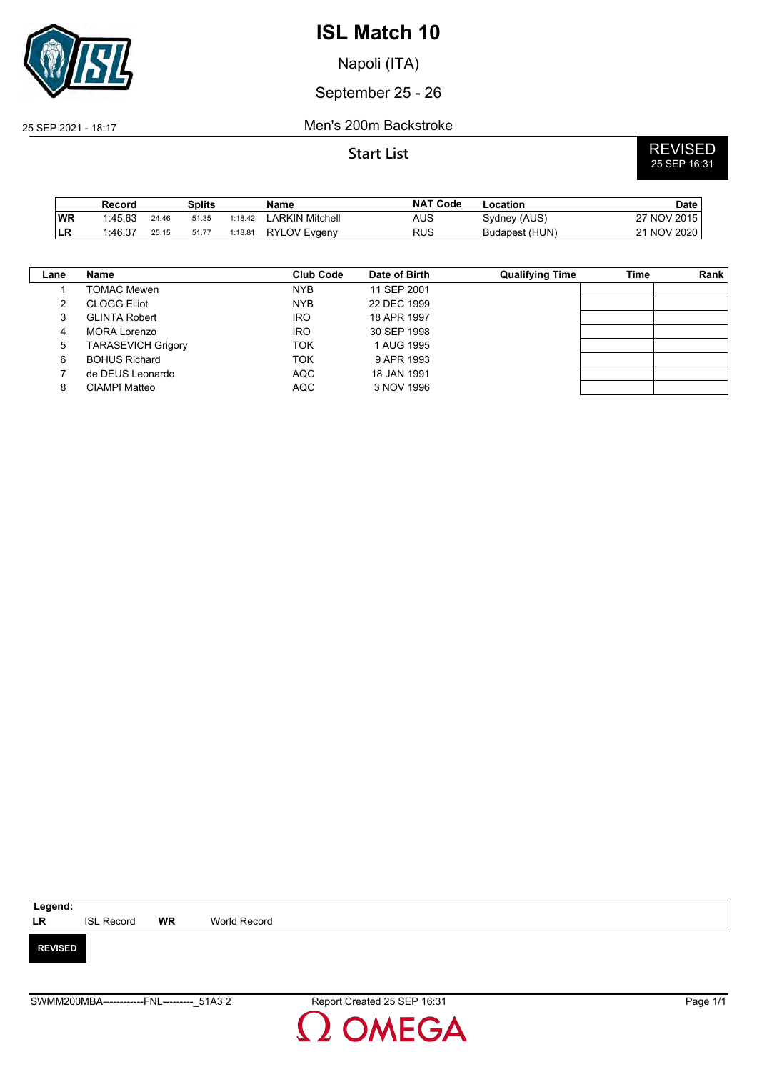# ISL Match 10

Napoli (ITA)

September 25 - 26

25 SEP 2021 - 18:17

Men's 200m Backstroke

## Start List

**REVISED**
25 SEP 16:31

| | Record | Splits | | | Name | NAT Code | Location | Date |
|---|---|---|---|---|---|---|---|---|
| **WR** | 1:45.63 | 24.46 | 51.35 | 1:18.42 | LARKIN Mitchell | AUS | Sydney (AUS) | 27 NOV 2015 |
| **LR** | 1:46.37 | 25.15 | 51.77 | 1:18.81 | RYLOV Evgeny | RUS | Budapest (HUN) | 21 NOV 2020 |

| Lane | Name | Club Code | Date of Birth | Qualifying Time | Time | Rank |
|---|---|---|---|---|---|---|
| 1 | TOMAC Mewen | NYB | 11 SEP 2001 | | | |
| 2 | CLOGG Elliot | NYB | 22 DEC 1999 | | | |
| 3 | GLINTA Robert | IRO | 18 APR 1997 | | | |
| 4 | MORA Lorenzo | IRO | 30 SEP 1998 | | | |
| 5 | TARASEVICH Grigory | TOK | 1 AUG 1995 | | | |
| 6 | BOHUS Richard | TOK | 9 APR 1993 | | | |
| 7 | de DEUS Leonardo | AQC | 18 JAN 1991 | | | |
| 8 | CIAMPI Matteo | AQC | 3 NOV 1996 | | | |

**Legend:**
**LR** ISL Record **WR** World Record

**REVISED**

SWMM200MBA------------FNL---------_51A3 2 Report Created 25 SEP 16:31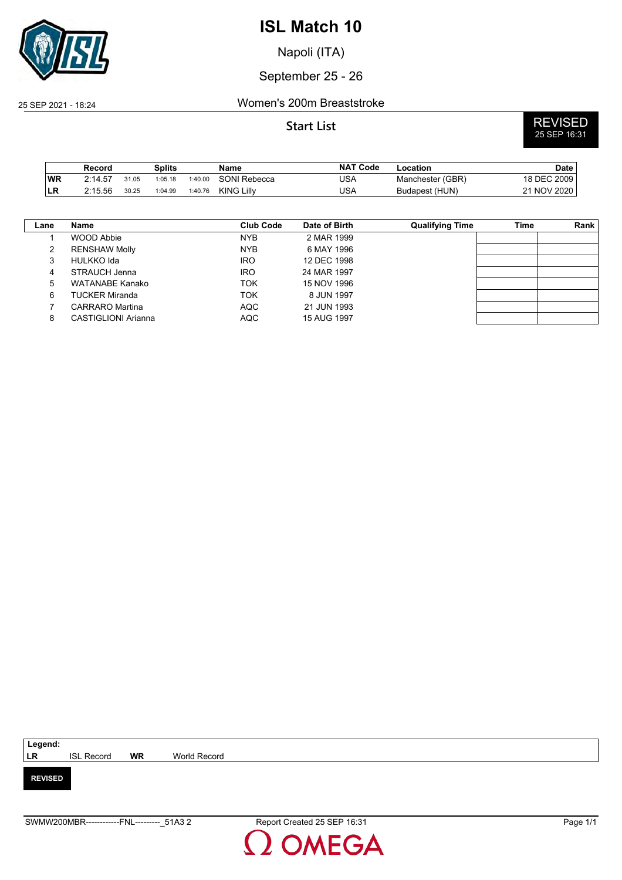# ISL Match 10

Napoli (ITA)

September 25 - 26

25 SEP 2021 - 18:24

## Women's 200m Breaststroke

### Start List

**REVISED**
25 SEP 16:31

| | Record | Splits | | | Name | NAT Code | Location | Date |
|---|---|---|---|---|---|---|---|---|
| WR | 2:14.57 | 31.05 | 1:05.18 | 1:40.00 | SONI Rebecca | USA | Manchester (GBR) | 18 DEC 2009 |
| LR | 2:15.56 | 30.25 | 1:04.99 | 1:40.76 | KING Lilly | USA | Budapest (HUN) | 21 NOV 2020 |

| Lane | Name | Club Code | Date of Birth | Qualifying Time | Time | Rank |
|---|---|---|---|---|---|---|
| 1 | WOOD Abbie | NYB | 2 MAR 1999 | | | |
| 2 | RENSHAW Molly | NYB | 6 MAY 1996 | | | |
| 3 | HULKKO Ida | IRO | 12 DEC 1998 | | | |
| 4 | STRAUCH Jenna | IRO | 24 MAR 1997 | | | |
| 5 | WATANABE Kanako | TOK | 15 NOV 1996 | | | |
| 6 | TUCKER Miranda | TOK | 8 JUN 1997 | | | |
| 7 | CARRARO Martina | AQC | 21 JUN 1993 | | | |
| 8 | CASTIGLIONI Arianna | AQC | 15 AUG 1997 | | | |

**Legend:**
LR ISL Record WR World Record

**REVISED**

SWMW200MBR------------FNL---------_51A3 2 Report Created 25 SEP 16:31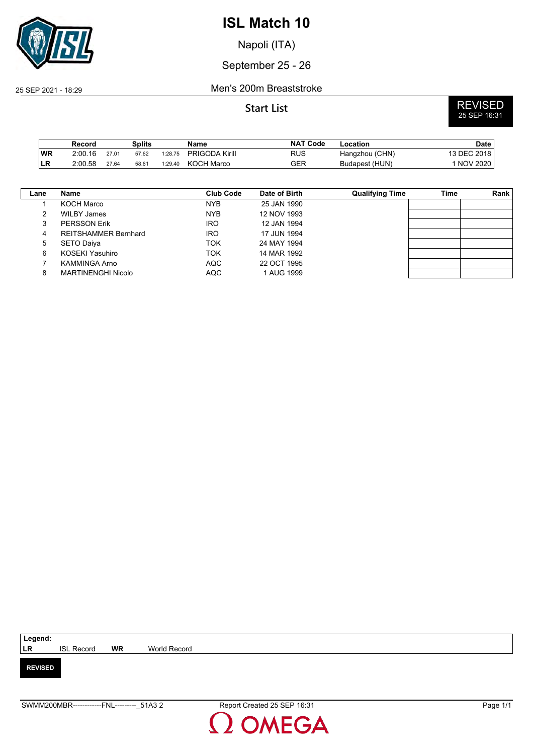# ISL Match 10

Napoli (ITA)

September 25 - 26

25 SEP 2021 - 18:29

Men's 200m Breaststroke

## Start List

**REVISED**
25 SEP 16:31

| | Record | Splits | | | Name | NAT Code | Location | Date |
|---|---|---|---|---|---|---|---|---|
| **WR** | 2:00.16 | 27.01 | 57.62 | 1:28.75 | PRIGODA Kirill | RUS | Hangzhou (CHN) | 13 DEC 2018 |
| **LR** | 2:00.58 | 27.64 | 58.61 | 1:29.40 | KOCH Marco | GER | Budapest (HUN) | 1 NOV 2020 |

| Lane | Name | Club Code | Date of Birth | Qualifying Time | Time | Rank |
|---|---|---|---|---|---|---|
| 1 | KOCH Marco | NYB | 25 JAN 1990 | | | |
| 2 | WILBY James | NYB | 12 NOV 1993 | | | |
| 3 | PERSSON Erik | IRO | 12 JAN 1994 | | | |
| 4 | REITSHAMMER Bernhard | IRO | 17 JUN 1994 | | | |
| 5 | SETO Daiya | TOK | 24 MAY 1994 | | | |
| 6 | KOSEKI Yasuhiro | TOK | 14 MAR 1992 | | | |
| 7 | KAMMINGA Arno | AQC | 22 OCT 1995 | | | |
| 8 | MARTINENGHI Nicolo | AQC | 1 AUG 1999 | | | |

**Legend:**
**LR** ISL Record **WR** World Record

**REVISED**

SWMM200MBR------------FNL---------_51A3 2 Report Created 25 SEP 16:31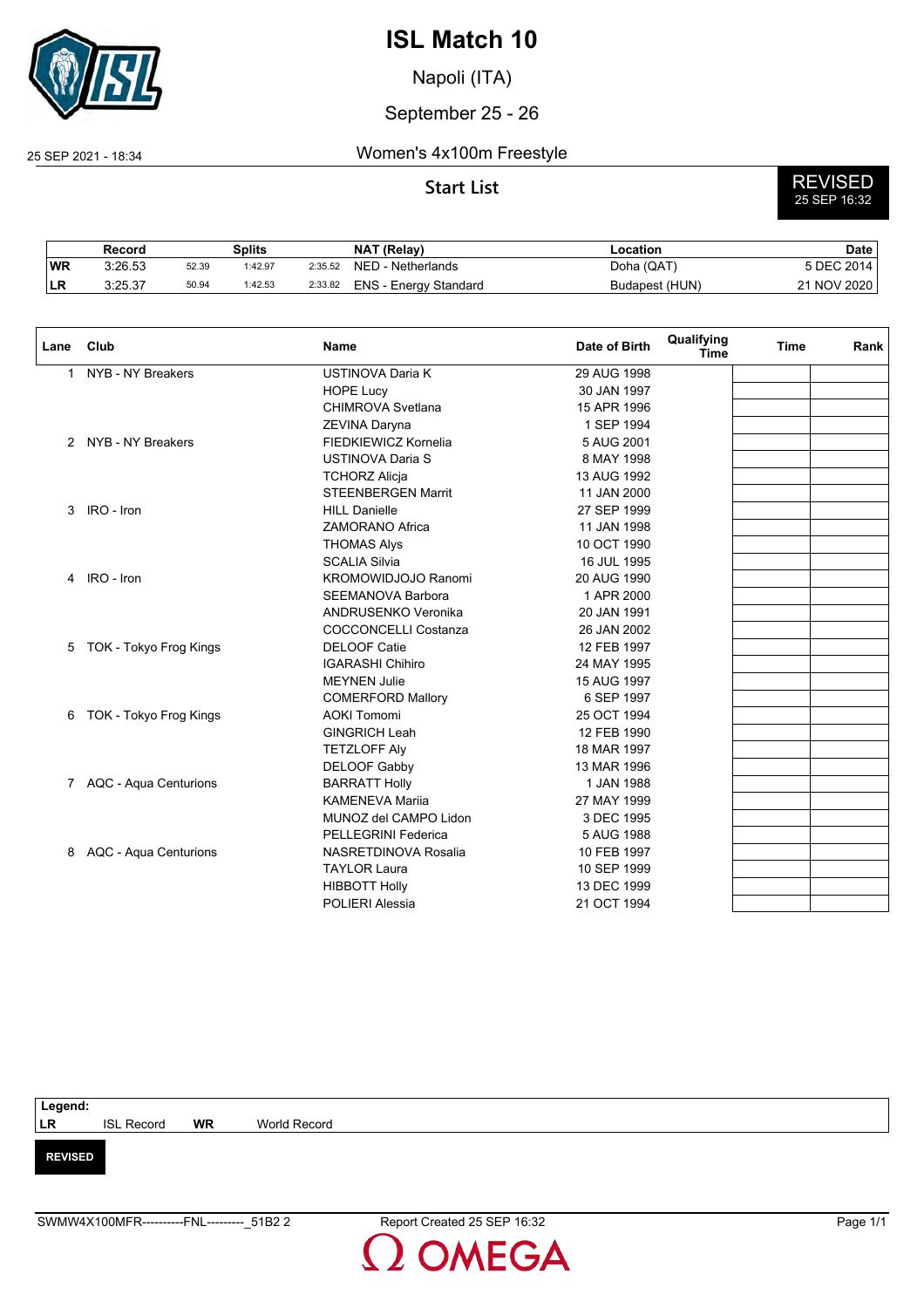# ISL Match 10

Napoli (ITA)

September 25 - 26

25 SEP 2021 - 18:34

## Women's 4x100m Freestyle

### Start List

**REVISED**
25 SEP 16:32

| | Record | Splits | | | NAT (Relay) | Location | Date |
|---|---|---|---|---|---|---|---|
| WR | 3:26.53 | 52.39 | 1:42.97 | 2:35.52 | NED - Netherlands | Doha (QAT) | 5 DEC 2014 |
| LR | 3:25.37 | 50.94 | 1:42.53 | 2:33.82 | ENS - Energy Standard | Budapest (HUN) | 21 NOV 2020 |

| Lane | Club | Name | Date of Birth | Qualifying Time | Time | Rank |
|---|---|---|---|---|---|---|
| 1 | NYB - NY Breakers | USTINOVA Daria K | 29 AUG 1998 | | | |
| | | HOPE Lucy | 30 JAN 1997 | | | |
| | | CHIMROVA Svetlana | 15 APR 1996 | | | |
| | | ZEVINA Daryna | 1 SEP 1994 | | | |
| 2 | NYB - NY Breakers | FIEDKIEWICZ Kornelia | 5 AUG 2001 | | | |
| | | USTINOVA Daria S | 8 MAY 1998 | | | |
| | | TCHORZ Alicja | 13 AUG 1992 | | | |
| | | STEENBERGEN Marrit | 11 JAN 2000 | | | |
| 3 | IRO - Iron | HILL Danielle | 27 SEP 1999 | | | |
| | | ZAMORANO Africa | 11 JAN 1998 | | | |
| | | THOMAS Alys | 10 OCT 1990 | | | |
| | | SCALIA Silvia | 16 JUL 1995 | | | |
| 4 | IRO - Iron | KROMOWIDJOJO Ranomi | 20 AUG 1990 | | | |
| | | SEEMANOVA Barbora | 1 APR 2000 | | | |
| | | ANDRUSENKO Veronika | 20 JAN 1991 | | | |
| | | COCCONCELLI Costanza | 26 JAN 2002 | | | |
| 5 | TOK - Tokyo Frog Kings | DELOOF Catie | 12 FEB 1997 | | | |
| | | IGARASHI Chihiro | 24 MAY 1995 | | | |
| | | MEYNEN Julie | 15 AUG 1997 | | | |
| | | COMERFORD Mallory | 6 SEP 1997 | | | |
| 6 | TOK - Tokyo Frog Kings | AOKI Tomomi | 25 OCT 1994 | | | |
| | | GINGRICH Leah | 12 FEB 1990 | | | |
| | | TETZLOFF Aly | 18 MAR 1997 | | | |
| | | DELOOF Gabby | 13 MAR 1996 | | | |
| 7 | AQC - Aqua Centurions | BARRATT Holly | 1 JAN 1988 | | | |
| | | KAMENEVA Mariia | 27 MAY 1999 | | | |
| | | MUNOZ del CAMPO Lidon | 3 DEC 1995 | | | |
| | | PELLEGRINI Federica | 5 AUG 1988 | | | |
| 8 | AQC - Aqua Centurions | NASRETDINOVA Rosalia | 10 FEB 1997 | | | |
| | | TAYLOR Laura | 10 SEP 1999 | | | |
| | | HIBBOTT Holly | 13 DEC 1999 | | | |
| | | POLIERI Alessia | 21 OCT 1994 | | | |

**Legend:**
**LR** ISL Record **WR** World Record

**REVISED**

SWMW4X100MFR----------FNL---------_51B2 2 Report Created 25 SEP 16:32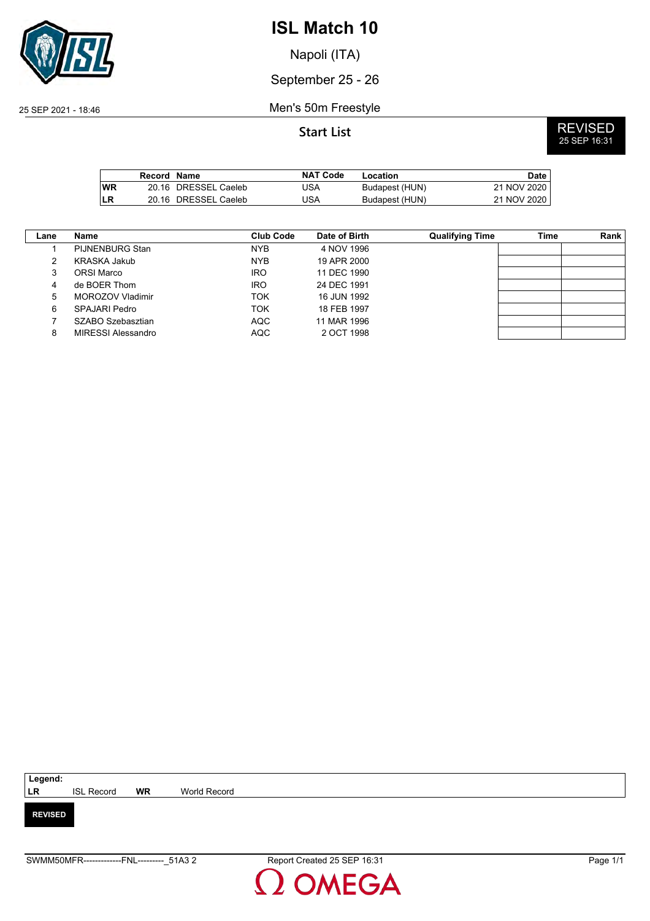# ISL Match 10

Napoli (ITA)

September 25 - 26

25 SEP 2021 - 18:46

Men's 50m Freestyle

## Start List

**REVISED**
25 SEP 16:31

| | Record | Name | NAT Code | Location | Date |
|---|---|---|---|---|---|
| **WR** | 20.16 | DRESSEL Caeleb | USA | Budapest (HUN) | 21 NOV 2020 |
| **LR** | 20.16 | DRESSEL Caeleb | USA | Budapest (HUN) | 21 NOV 2020 |

| Lane | Name | Club Code | Date of Birth | Qualifying Time | Time | Rank |
|---|---|---|---|---|---|---|
| 1 | PIJNENBURG Stan | NYB | 4 NOV 1996 | | | |
| 2 | KRASKA Jakub | NYB | 19 APR 2000 | | | |
| 3 | ORSI Marco | IRO | 11 DEC 1990 | | | |
| 4 | de BOER Thom | IRO | 24 DEC 1991 | | | |
| 5 | MOROZOV Vladimir | TOK | 16 JUN 1992 | | | |
| 6 | SPAJARI Pedro | TOK | 18 FEB 1997 | | | |
| 7 | SZABO Szebasztian | AQC | 11 MAR 1996 | | | |
| 8 | MIRESSI Alessandro | AQC | 2 OCT 1998 | | | |

**Legend:**
**LR** ISL Record **WR** World Record

**REVISED**

SWMM50MFR-------------FNL---------_51A3 2 Report Created 25 SEP 16:31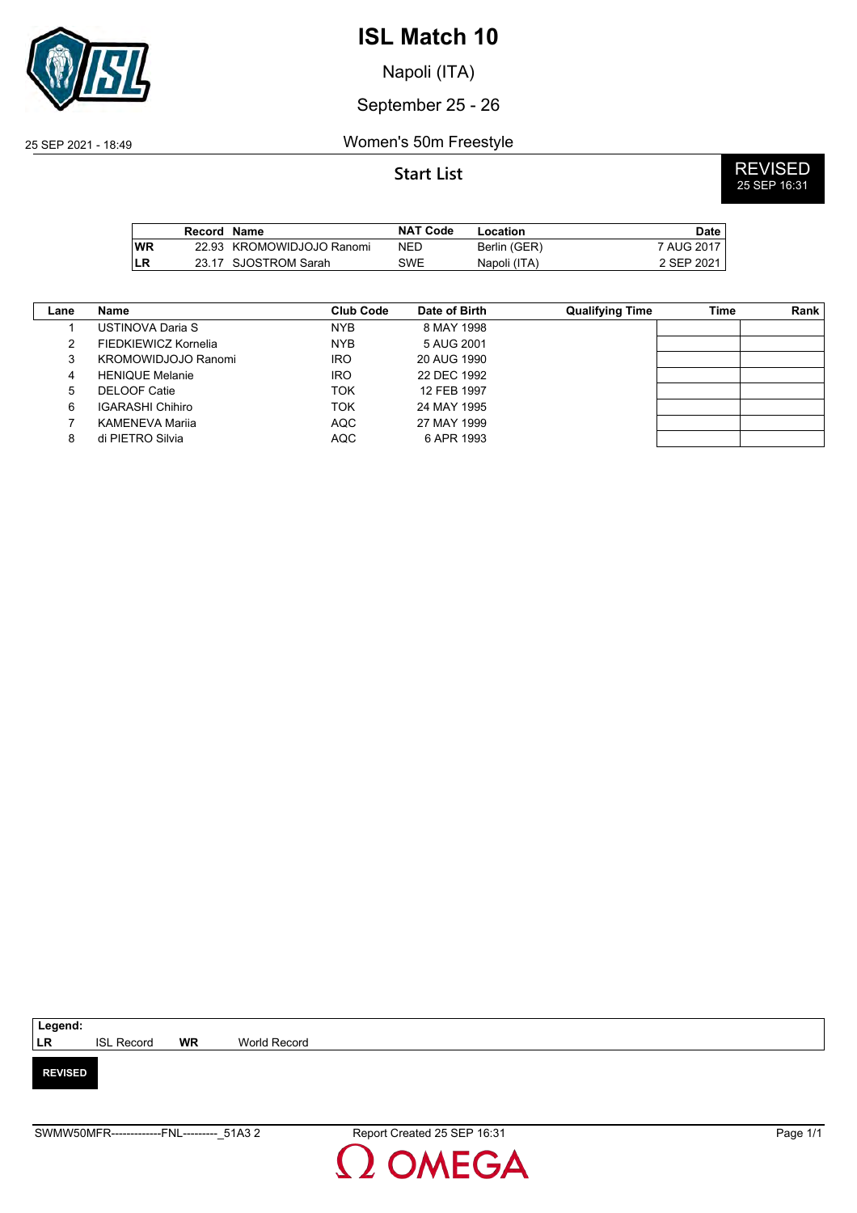# ISL Match 10

Napoli (ITA)

September 25 - 26

25 SEP 2021 - 18:49

## Women's 50m Freestyle

### Start List

**REVISED** 25 SEP 16:31

| | Record | Name | NAT Code | Location | Date |
|---|---|---|---|---|---|
| WR | 22.93 | KROMOWIDJOJO Ranomi | NED | Berlin (GER) | 7 AUG 2017 |
| LR | 23.17 | SJOSTROM Sarah | SWE | Napoli (ITA) | 2 SEP 2021 |

| Lane | Name | Club Code | Date of Birth | Qualifying Time | Time | Rank |
|---|---|---|---|---|---|---|
| 1 | USTINOVA Daria S | NYB | 8 MAY 1998 | | | |
| 2 | FIEDKIEWICZ Kornelia | NYB | 5 AUG 2001 | | | |
| 3 | KROMOWIDJOJO Ranomi | IRO | 20 AUG 1990 | | | |
| 4 | HENIQUE Melanie | IRO | 22 DEC 1992 | | | |
| 5 | DELOOF Catie | TOK | 12 FEB 1997 | | | |
| 6 | IGARASHI Chihiro | TOK | 24 MAY 1995 | | | |
| 7 | KAMENEVA Mariia | AQC | 27 MAY 1999 | | | |
| 8 | di PIETRO Silvia | AQC | 6 APR 1993 | | | |

**Legend:**
LR ISL Record WR World Record

**REVISED**

SWMW50MFR-------------FNL---------_51A3 2 Report Created 25 SEP 16:31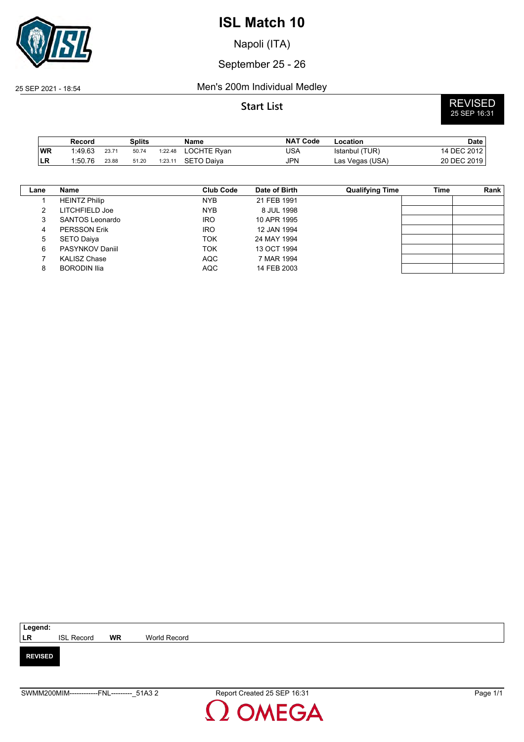# ISL Match 10

Napoli (ITA)

September 25 - 26

25 SEP 2021 - 18:54

## Men's 200m Individual Medley

### Start List

REVISED
25 SEP 16:31

| | Record | Splits | | | Name | NAT Code | Location | Date |
|---|---|---|---|---|---|---|---|---|
| WR | 1:49.63 | 23.71 | 50.74 | 1:22.48 | LOCHTE Ryan | USA | Istanbul (TUR) | 14 DEC 2012 |
| LR | 1:50.76 | 23.88 | 51.20 | 1:23.11 | SETO Daiya | JPN | Las Vegas (USA) | 20 DEC 2019 |

| Lane | Name | Club Code | Date of Birth | Qualifying Time | Time | Rank |
|---|---|---|---|---|---|---|
| 1 | HEINTZ Philip | NYB | 21 FEB 1991 | | | |
| 2 | LITCHFIELD Joe | NYB | 8 JUL 1998 | | | |
| 3 | SANTOS Leonardo | IRO | 10 APR 1995 | | | |
| 4 | PERSSON Erik | IRO | 12 JAN 1994 | | | |
| 5 | SETO Daiya | TOK | 24 MAY 1994 | | | |
| 6 | PASYNKOV Daniil | TOK | 13 OCT 1994 | | | |
| 7 | KALISZ Chase | AQC | 7 MAR 1994 | | | |
| 8 | BORODIN Ilia | AQC | 14 FEB 2003 | | | |

**Legend:**

| | | | |
|---|---|---|---|
| LR | ISL Record | WR | World Record |

**REVISED**

SWMM200MIM------------FNL---------_51A3 2 Report Created 25 SEP 16:31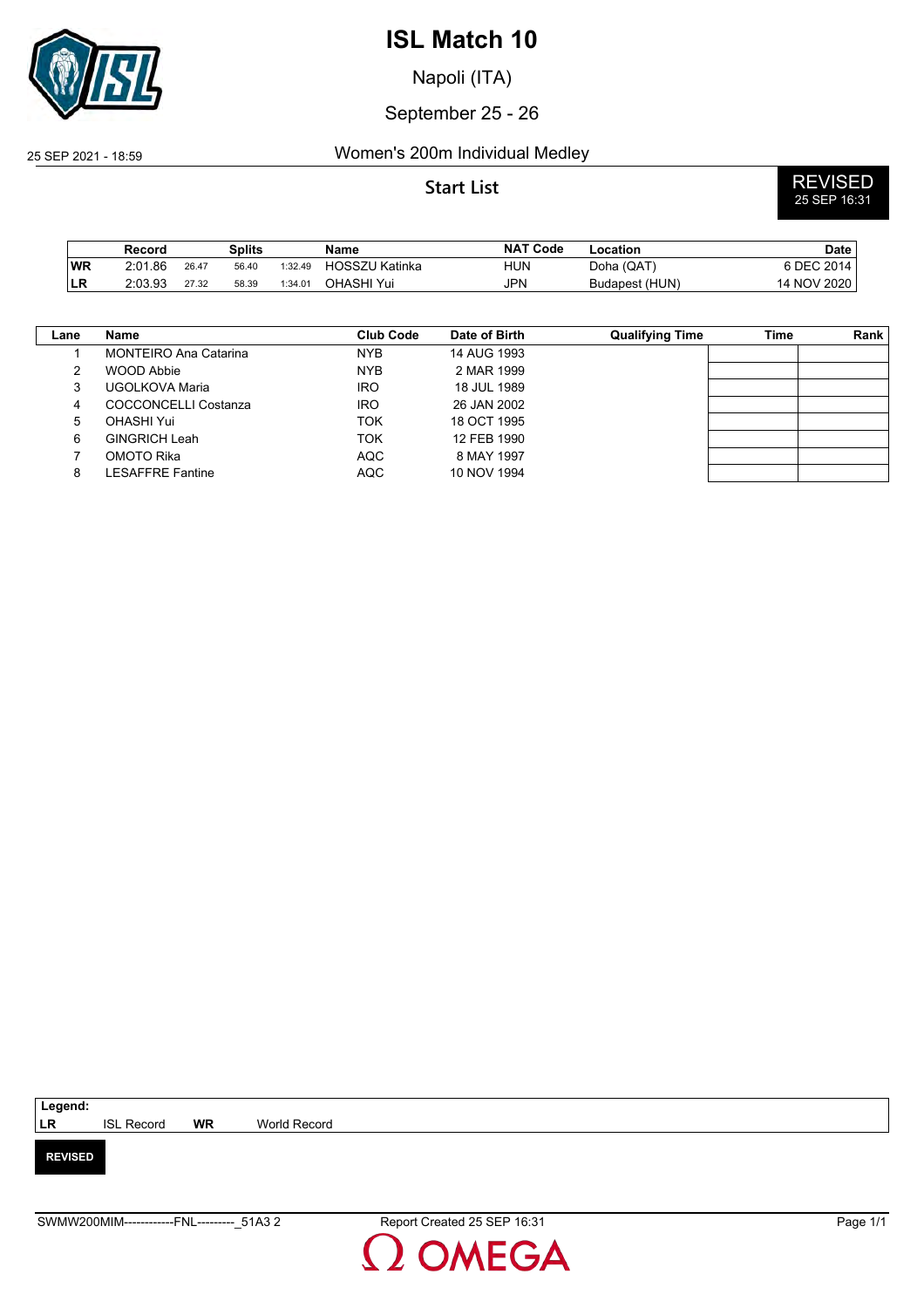# ISL Match 10

Napoli (ITA)

September 25 - 26

25 SEP 2021 - 18:59

## Women's 200m Individual Medley

**Start List**

REVISED
25 SEP 16:31

| | Record | Splits | | | Name | NAT Code | Location | Date |
|---|---|---|---|---|---|---|---|---|
| WR | 2:01.86 | 26.47 | 56.40 | 1:32.49 | HOSSZU Katinka | HUN | Doha (QAT) | 6 DEC 2014 |
| LR | 2:03.93 | 27.32 | 58.39 | 1:34.01 | OHASHI Yui | JPN | Budapest (HUN) | 14 NOV 2020 |

| Lane | Name | Club Code | Date of Birth | Qualifying Time | Time | Rank |
|---|---|---|---|---|---|---|
| 1 | MONTEIRO Ana Catarina | NYB | 14 AUG 1993 | | | |
| 2 | WOOD Abbie | NYB | 2 MAR 1999 | | | |
| 3 | UGOLKOVA Maria | IRO | 18 JUL 1989 | | | |
| 4 | COCCONCELLI Costanza | IRO | 26 JAN 2002 | | | |
| 5 | OHASHI Yui | TOK | 18 OCT 1995 | | | |
| 6 | GINGRICH Leah | TOK | 12 FEB 1990 | | | |
| 7 | OMOTO Rika | AQC | 8 MAY 1997 | | | |
| 8 | LESAFFRE Fantine | AQC | 10 NOV 1994 | | | |

**Legend:**
LR ISL Record WR World Record

**REVISED**

SWMW200MIM------------FNL---------_51A3 2 Report Created 25 SEP 16:31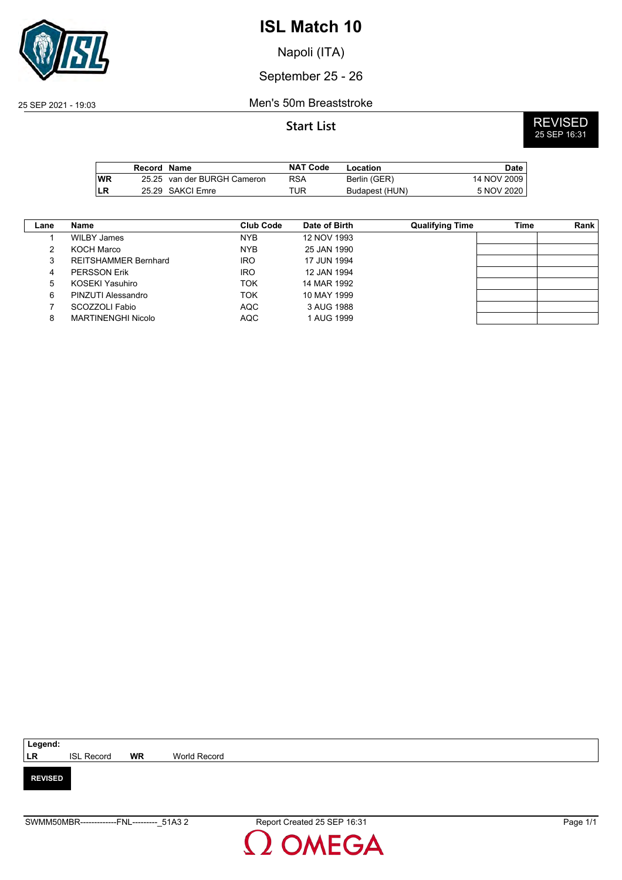# ISL Match 10

Napoli (ITA)

September 25 - 26

25 SEP 2021 - 19:03

## Men's 50m Breaststroke

### Start List

**REVISED**
25 SEP 16:31

| | Record | Name | NAT Code | Location | Date |
|---|---|---|---|---|---|
| WR | 25.25 | van der BURGH Cameron | RSA | Berlin (GER) | 14 NOV 2009 |
| LR | 25.29 | SAKCI Emre | TUR | Budapest (HUN) | 5 NOV 2020 |

| Lane | Name | Club Code | Date of Birth | Qualifying Time | Time | Rank |
|---|---|---|---|---|---|---|
| 1 | WILBY James | NYB | 12 NOV 1993 | | | |
| 2 | KOCH Marco | NYB | 25 JAN 1990 | | | |
| 3 | REITSHAMMER Bernhard | IRO | 17 JUN 1994 | | | |
| 4 | PERSSON Erik | IRO | 12 JAN 1994 | | | |
| 5 | KOSEKI Yasuhiro | TOK | 14 MAR 1992 | | | |
| 6 | PINZUTI Alessandro | TOK | 10 MAY 1999 | | | |
| 7 | SCOZZOLI Fabio | AQC | 3 AUG 1988 | | | |
| 8 | MARTINENGHI Nicolo | AQC | 1 AUG 1999 | | | |

**Legend:**

| | | | |
|---|---|---|---|
| LR | ISL Record | WR | World Record |

**REVISED**

SWMM50MBR--------------FNL----------_51A3 2 | Report Created 25 SEP 16:31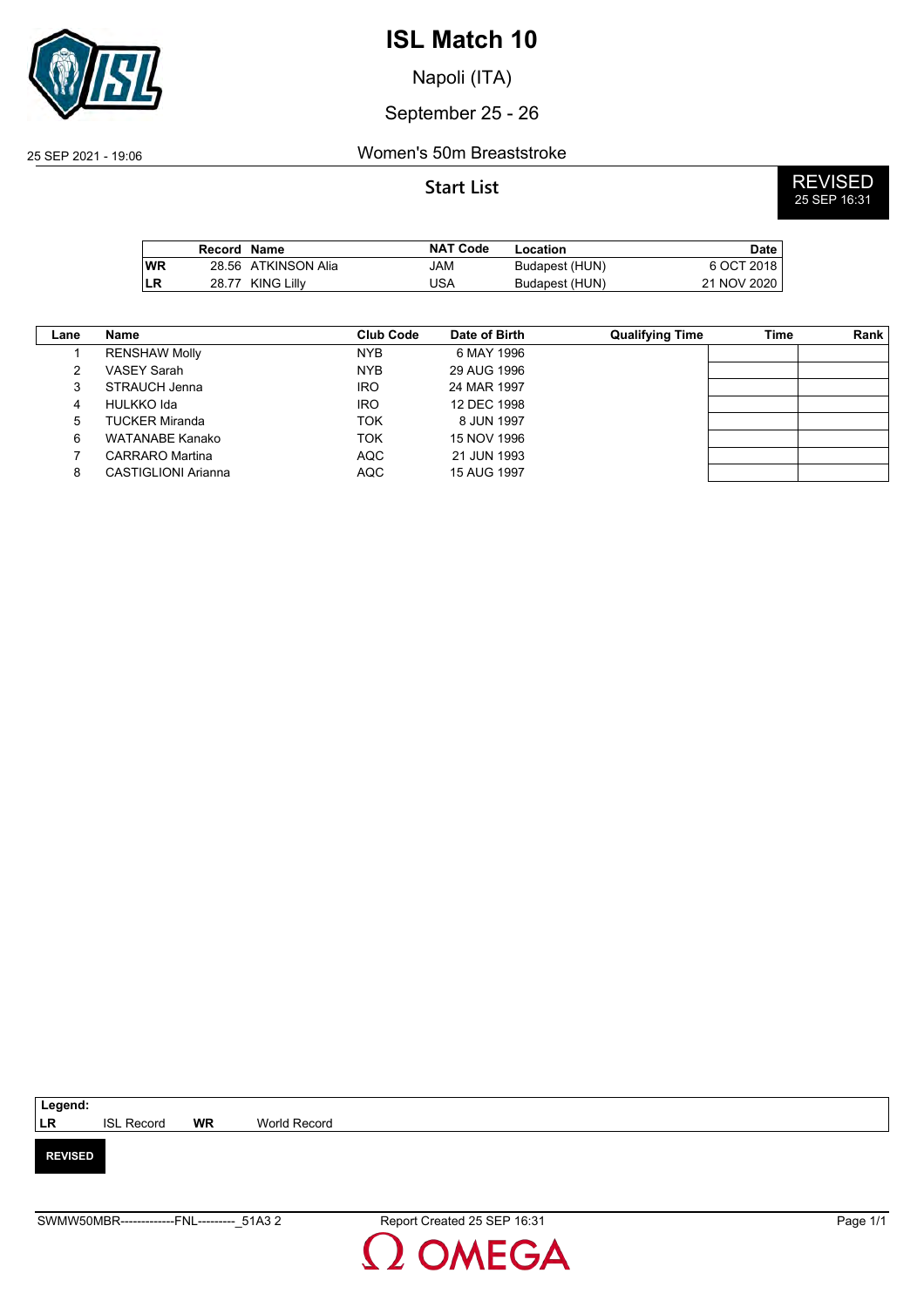# ISL Match 10

Napoli (ITA)

September 25 - 26

25 SEP 2021 - 19:06

## Women's 50m Breaststroke

### Start List

**REVISED**
25 SEP 16:31

| | Record | Name | NAT Code | Location | Date |
|---|---|---|---|---|---|
| **WR** | 28.56 | ATKINSON Alia | JAM | Budapest (HUN) | 6 OCT 2018 |
| **LR** | 28.77 | KING Lilly | USA | Budapest (HUN) | 21 NOV 2020 |

| Lane | Name | Club Code | Date of Birth | Qualifying Time | Time | Rank |
|---|---|---|---|---|---|---|
| 1 | RENSHAW Molly | NYB | 6 MAY 1996 | | | |
| 2 | VASEY Sarah | NYB | 29 AUG 1996 | | | |
| 3 | STRAUCH Jenna | IRO | 24 MAR 1997 | | | |
| 4 | HULKKO Ida | IRO | 12 DEC 1998 | | | |
| 5 | TUCKER Miranda | TOK | 8 JUN 1997 | | | |
| 6 | WATANABE Kanako | TOK | 15 NOV 1996 | | | |
| 7 | CARRARO Martina | AQC | 21 JUN 1993 | | | |
| 8 | CASTIGLIONI Arianna | AQC | 15 AUG 1997 | | | |

**Legend:**

| | | | |
|---|---|---|---|
| **LR** | ISL Record | **WR** | World Record |

**REVISED**

SWMW50MBR-------------FNL---------_51A3 2 Report Created 25 SEP 16:31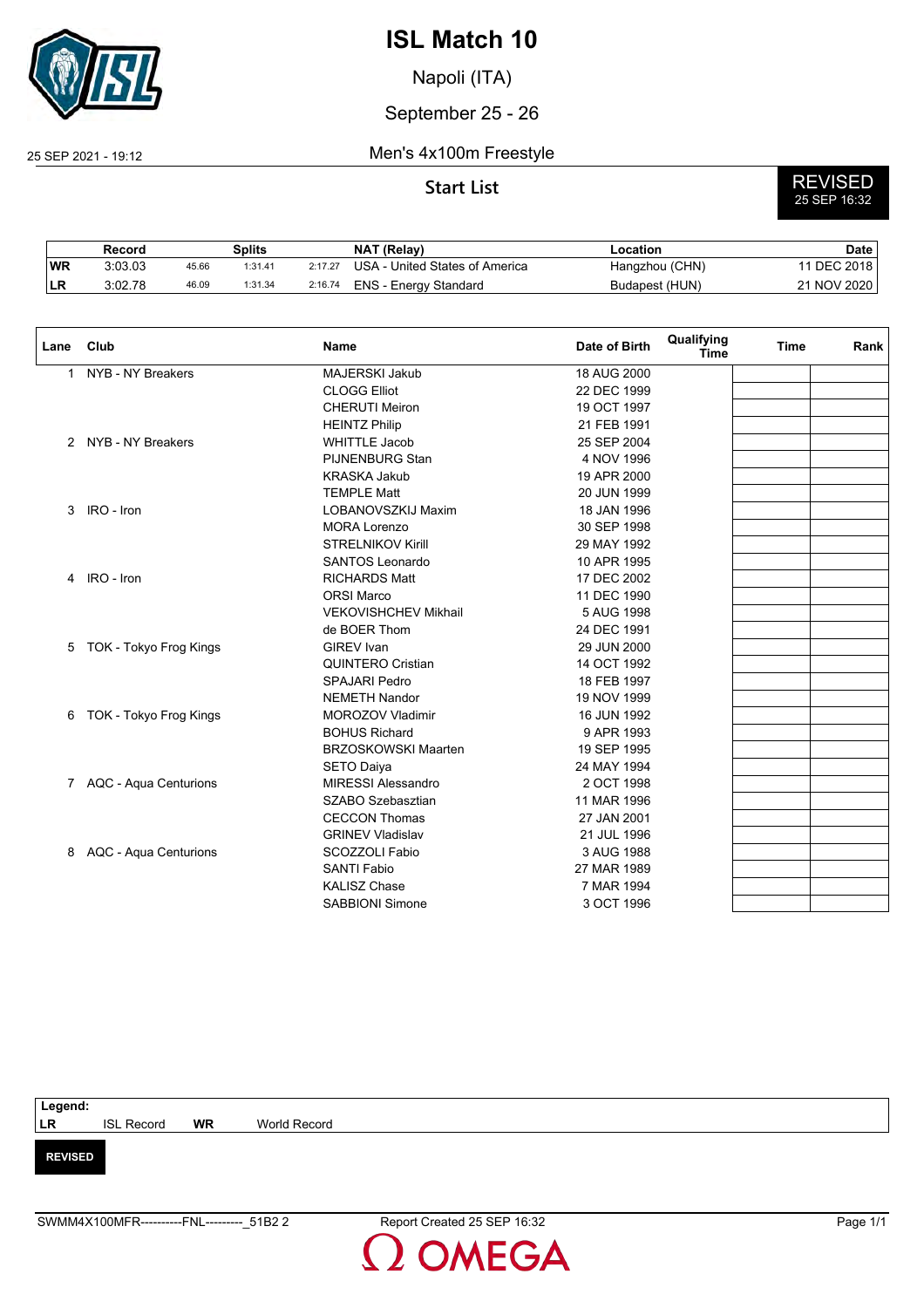# ISL Match 10

Napoli (ITA)

September 25 - 26

25 SEP 2021 - 19:12

Men's 4x100m Freestyle

## Start List

**REVISED**
25 SEP 16:32

| | Record | Splits | | | NAT (Relay) | Location | Date |
|---|---|---|---|---|---|---|---|
| WR | 3:03.03 | 45.66 | 1:31.41 | 2:17.27 | USA - United States of America | Hangzhou (CHN) | 11 DEC 2018 |
| LR | 3:02.78 | 46.09 | 1:31.34 | 2:16.74 | ENS - Energy Standard | Budapest (HUN) | 21 NOV 2020 |

| Lane | Club | Name | Date of Birth | Qualifying Time | Time | Rank |
|---|---|---|---|---|---|---|
| 1 | NYB - NY Breakers | MAJERSKI Jakub | 18 AUG 2000 | | | |
| | | CLOGG Elliot | 22 DEC 1999 | | | |
| | | CHERUTI Meiron | 19 OCT 1997 | | | |
| | | HEINTZ Philip | 21 FEB 1991 | | | |
| 2 | NYB - NY Breakers | WHITTLE Jacob | 25 SEP 2004 | | | |
| | | PIJNENBURG Stan | 4 NOV 1996 | | | |
| | | KRASKA Jakub | 19 APR 2000 | | | |
| | | TEMPLE Matt | 20 JUN 1999 | | | |
| 3 | IRO - Iron | LOBANOVSZKIJ Maxim | 18 JAN 1996 | | | |
| | | MORA Lorenzo | 30 SEP 1998 | | | |
| | | STRELNIKOV Kirill | 29 MAY 1992 | | | |
| | | SANTOS Leonardo | 10 APR 1995 | | | |
| 4 | IRO - Iron | RICHARDS Matt | 17 DEC 2002 | | | |
| | | ORSI Marco | 11 DEC 1990 | | | |
| | | VEKOVISHCHEV Mikhail | 5 AUG 1998 | | | |
| | | de BOER Thom | 24 DEC 1991 | | | |
| 5 | TOK - Tokyo Frog Kings | GIREV Ivan | 29 JUN 2000 | | | |
| | | QUINTERO Cristian | 14 OCT 1992 | | | |
| | | SPAJARI Pedro | 18 FEB 1997 | | | |
| | | NEMETH Nandor | 19 NOV 1999 | | | |
| 6 | TOK - Tokyo Frog Kings | MOROZOV Vladimir | 16 JUN 1992 | | | |
| | | BOHUS Richard | 9 APR 1993 | | | |
| | | BRZOSKOWSKI Maarten | 19 SEP 1995 | | | |
| | | SETO Daiya | 24 MAY 1994 | | | |
| 7 | AQC - Aqua Centurions | MIRESSI Alessandro | 2 OCT 1998 | | | |
| | | SZABO Szebasztian | 11 MAR 1996 | | | |
| | | CECCON Thomas | 27 JAN 2001 | | | |
| | | GRINEV Vladislav | 21 JUL 1996 | | | |
| 8 | AQC - Aqua Centurions | SCOZZOLI Fabio | 3 AUG 1988 | | | |
| | | SANTI Fabio | 27 MAR 1989 | | | |
| | | KALISZ Chase | 7 MAR 1994 | | | |
| | | SABBIONI Simone | 3 OCT 1996 | | | |

**Legend:**

| LR | ISL Record | WR | World Record |
|---|---|---|---|

**REVISED**

SWMM4X100MFR----------FNL---------_51B2 2 | Report Created 25 SEP 16:32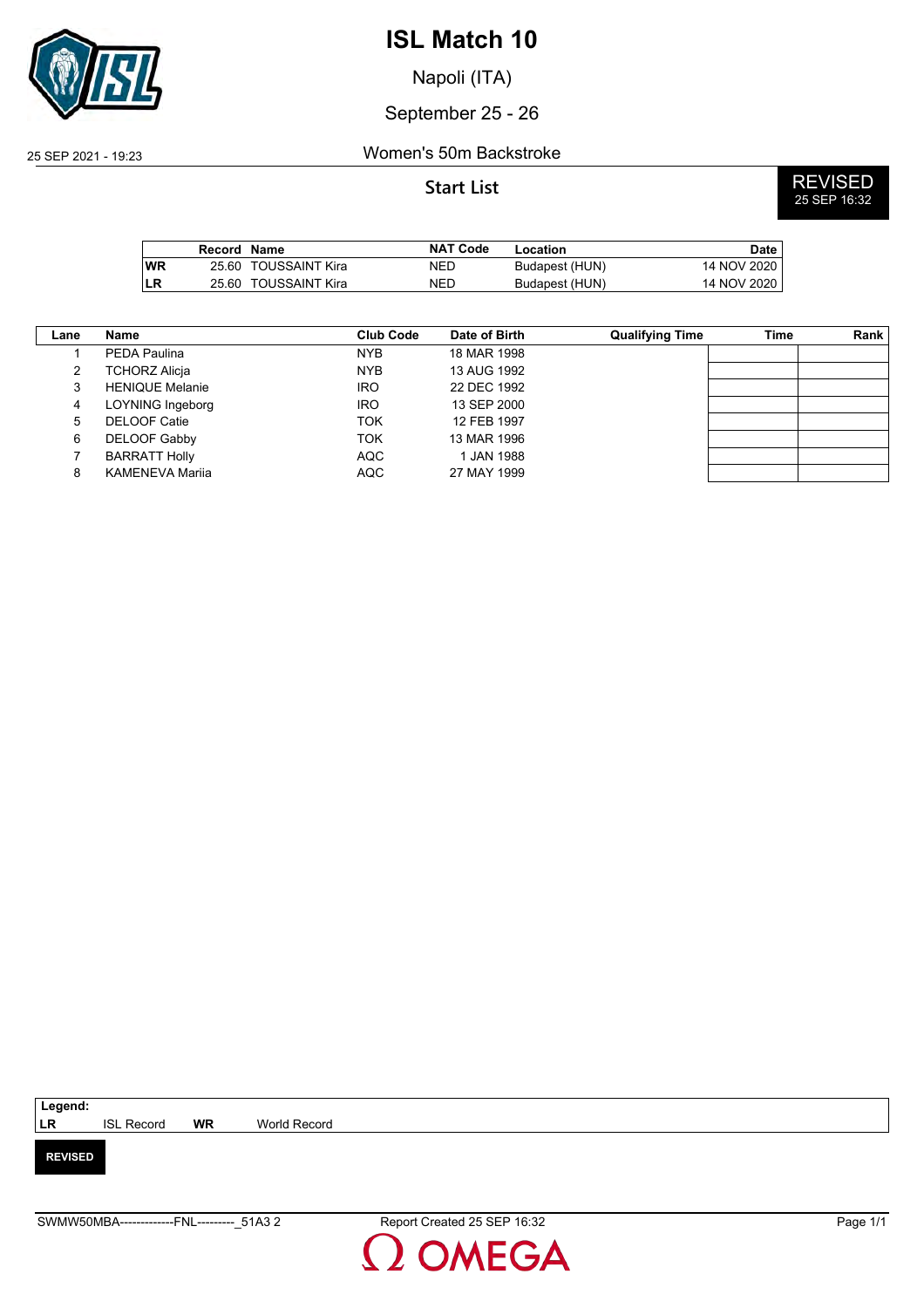# ISL Match 10

Napoli (ITA)

September 25 - 26

25 SEP 2021 - 19:23

## Women's 50m Backstroke

### Start List

**REVISED** 25 SEP 16:32

| | Record | Name | NAT Code | Location | Date |
|---|---|---|---|---|---|
| **WR** | 25.60 | TOUSSAINT Kira | NED | Budapest (HUN) | 14 NOV 2020 |
| **LR** | 25.60 | TOUSSAINT Kira | NED | Budapest (HUN) | 14 NOV 2020 |

| Lane | Name | Club Code | Date of Birth | Qualifying Time | Time | Rank |
|---|---|---|---|---|---|---|
| 1 | PEDA Paulina | NYB | 18 MAR 1998 | | | |
| 2 | TCHORZ Alicja | NYB | 13 AUG 1992 | | | |
| 3 | HENIQUE Melanie | IRO | 22 DEC 1992 | | | |
| 4 | LOYNING Ingeborg | IRO | 13 SEP 2000 | | | |
| 5 | DELOOF Catie | TOK | 12 FEB 1997 | | | |
| 6 | DELOOF Gabby | TOK | 13 MAR 1996 | | | |
| 7 | BARRATT Holly | AQC | 1 JAN 1988 | | | |
| 8 | KAMENEVA Mariia | AQC | 27 MAY 1999 | | | |

**Legend:**
**LR** ISL Record **WR** World Record

**REVISED**

SWMW50MBA-------------FNL---------_51A3 2 Report Created 25 SEP 16:32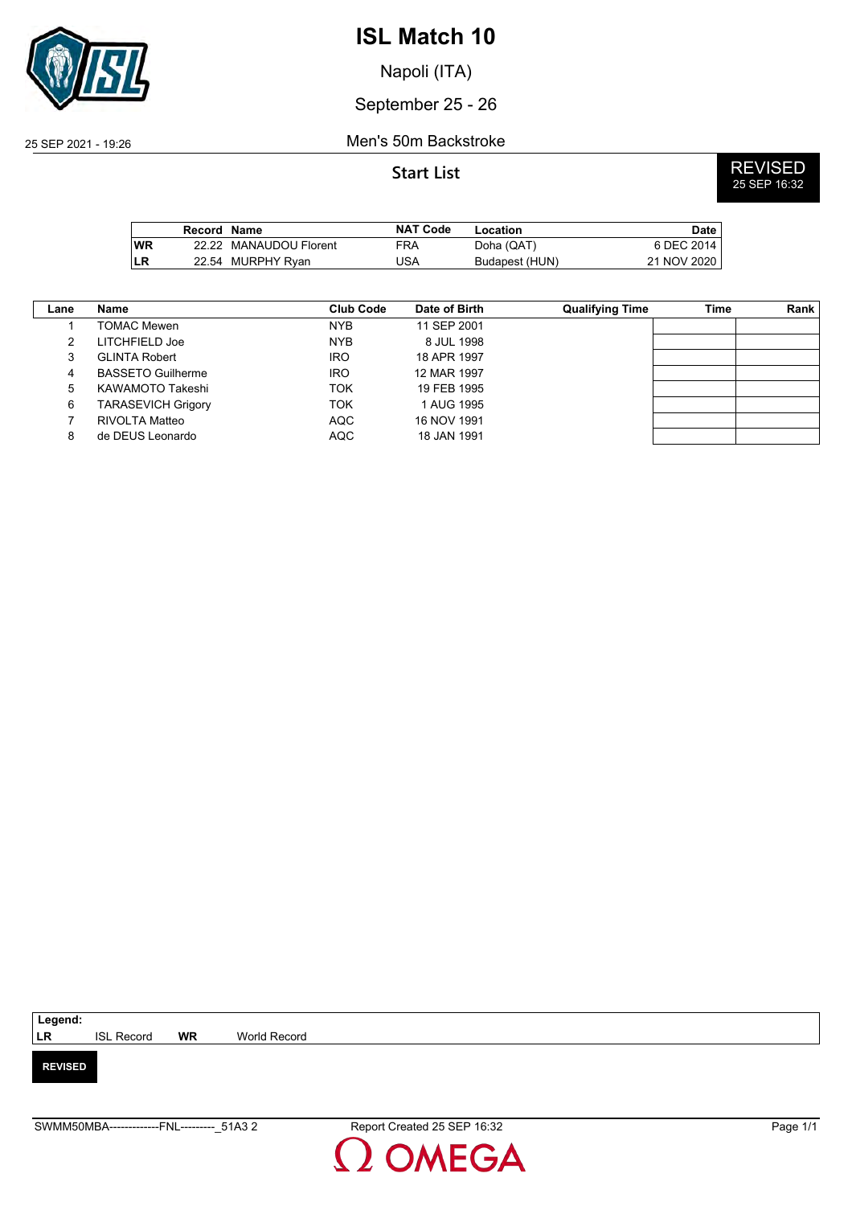# ISL Match 10

Napoli (ITA)

September 25 - 26

25 SEP 2021 - 19:26

Men's 50m Backstroke

## Start List

**REVISED**
25 SEP 16:32

| | Record | Name | NAT Code | Location | Date |
|---|---|---|---|---|---|
| WR | 22.22 | MANAUDOU Florent | FRA | Doha (QAT) | 6 DEC 2014 |
| LR | 22.54 | MURPHY Ryan | USA | Budapest (HUN) | 21 NOV 2020 |

| Lane | Name | Club Code | Date of Birth | Qualifying Time | Time | Rank |
|---|---|---|---|---|---|---|
| 1 | TOMAC Mewen | NYB | 11 SEP 2001 | | | |
| 2 | LITCHFIELD Joe | NYB | 8 JUL 1998 | | | |
| 3 | GLINTA Robert | IRO | 18 APR 1997 | | | |
| 4 | BASSETO Guilherme | IRO | 12 MAR 1997 | | | |
| 5 | KAWAMOTO Takeshi | TOK | 19 FEB 1995 | | | |
| 6 | TARASEVICH Grigory | TOK | 1 AUG 1995 | | | |
| 7 | RIVOLTA Matteo | AQC | 16 NOV 1991 | | | |
| 8 | de DEUS Leonardo | AQC | 18 JAN 1991 | | | |

**Legend:**

| | | | |
|---|---|---|---|
| LR | ISL Record | WR | World Record |

**REVISED**

SWMM50MBA-------------FNL---------_51A3 2

Report Created 25 SEP 16:32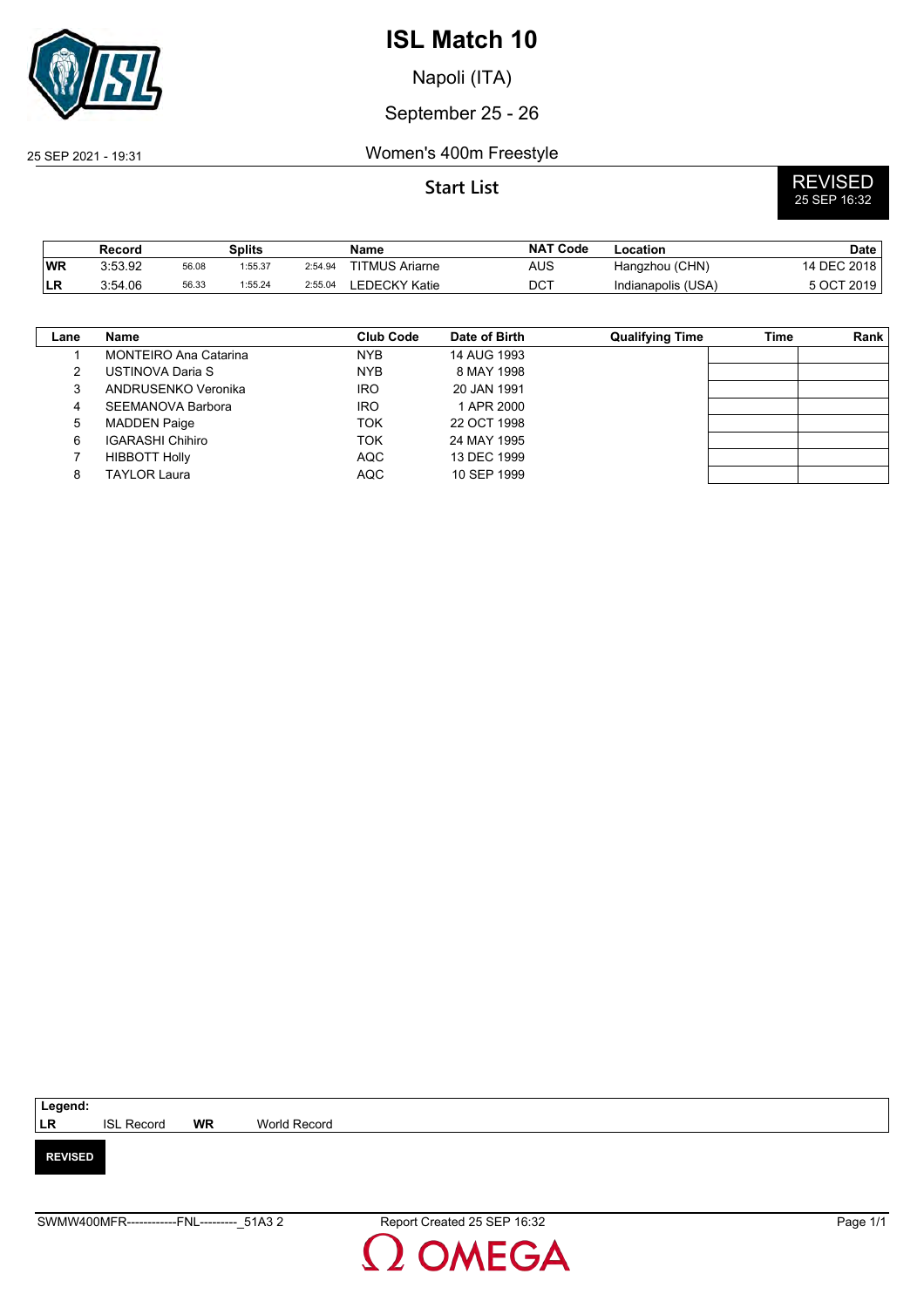# ISL Match 10

Napoli (ITA)

September 25 - 26

25 SEP 2021 - 19:31

Women's 400m Freestyle

## Start List

**REVISED** 25 SEP 16:32

| | Record | Splits | | | Name | NAT Code | Location | Date |
|---|---|---|---|---|---|---|---|---|
| **WR** | 3:53.92 | 56.08 | 1:55.37 | 2:54.94 | TITMUS Ariarne | AUS | Hangzhou (CHN) | 14 DEC 2018 |
| **LR** | 3:54.06 | 56.33 | 1:55.24 | 2:55.04 | LEDECKY Katie | DCT | Indianapolis (USA) | 5 OCT 2019 |

| Lane | Name | Club Code | Date of Birth | Qualifying Time | Time | Rank |
|---|---|---|---|---|---|---|
| 1 | MONTEIRO Ana Catarina | NYB | 14 AUG 1993 | | | |
| 2 | USTINOVA Daria S | NYB | 8 MAY 1998 | | | |
| 3 | ANDRUSENKO Veronika | IRO | 20 JAN 1991 | | | |
| 4 | SEEMANOVA Barbora | IRO | 1 APR 2000 | | | |
| 5 | MADDEN Paige | TOK | 22 OCT 1998 | | | |
| 6 | IGARASHI Chihiro | TOK | 24 MAY 1995 | | | |
| 7 | HIBBOTT Holly | AQC | 13 DEC 1999 | | | |
| 8 | TAYLOR Laura | AQC | 10 SEP 1999 | | | |

**Legend:**

| | | | |
|---|---|---|---|
| **LR** | ISL Record | **WR** | World Record |

**REVISED**

SWMW400MFR------------FNL---------_51A3 2 Report Created 25 SEP 16:32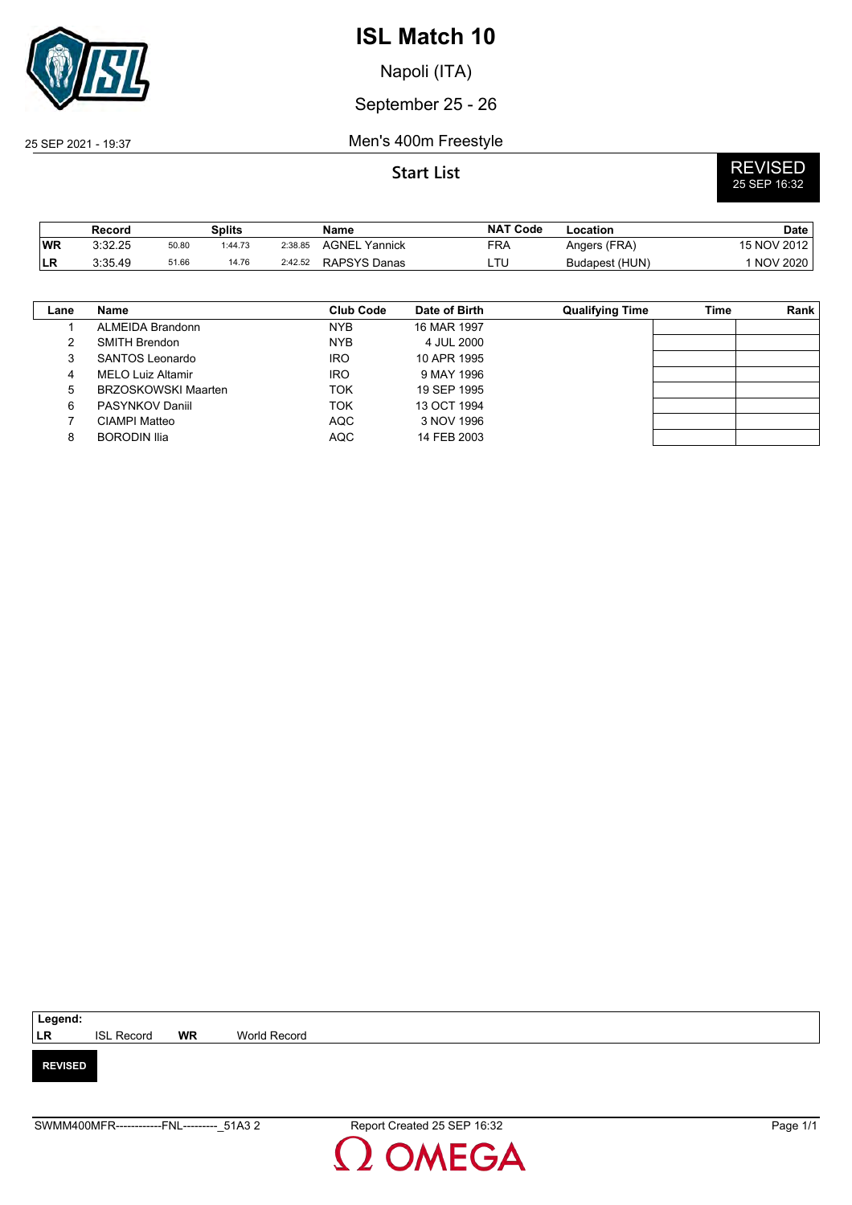# ISL Match 10

Napoli (ITA)

September 25 - 26

25 SEP 2021 - 19:37

Men's 400m Freestyle

## Start List

**REVISED**
25 SEP 16:32

| | Record | Splits | | | Name | NAT Code | Location | Date |
|---|---|---|---|---|---|---|---|---|
| WR | 3:32.25 | 50.80 | 1:44.73 | 2:38.85 | AGNEL Yannick | FRA | Angers (FRA) | 15 NOV 2012 |
| LR | 3:35.49 | 51.66 | 14.76 | 2:42.52 | RAPSYS Danas | LTU | Budapest (HUN) | 1 NOV 2020 |

| Lane | Name | Club Code | Date of Birth | Qualifying Time | Time | Rank |
|---|---|---|---|---|---|---|
| 1 | ALMEIDA Brandonn | NYB | 16 MAR 1997 | | | |
| 2 | SMITH Brendon | NYB | 4 JUL 2000 | | | |
| 3 | SANTOS Leonardo | IRO | 10 APR 1995 | | | |
| 4 | MELO Luiz Altamir | IRO | 9 MAY 1996 | | | |
| 5 | BRZOSKOWSKI Maarten | TOK | 19 SEP 1995 | | | |
| 6 | PASYNKOV Daniil | TOK | 13 OCT 1994 | | | |
| 7 | CIAMPI Matteo | AQC | 3 NOV 1996 | | | |
| 8 | BORODIN Ilia | AQC | 14 FEB 2003 | | | |

**Legend:**
**LR** ISL Record **WR** World Record

**REVISED**

SWMM400MFR------------FNL---------_51A3 2 Report Created 25 SEP 16:32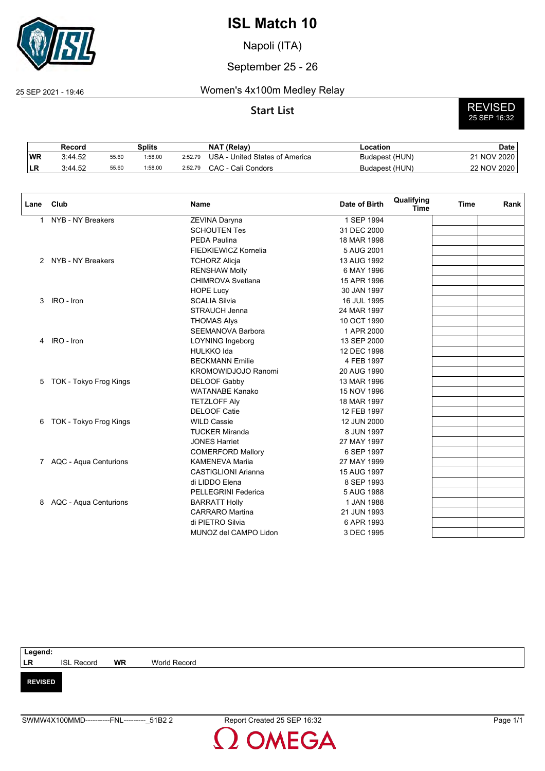# ISL Match 10

Napoli (ITA)

September 25 - 26

25 SEP 2021 - 19:46

## Women's 4x100m Medley Relay

### Start List

**REVISED** 25 SEP 16:32

| | Record | Splits | | | NAT (Relay) | Location | Date |
|---|---|---|---|---|---|---|---|
| WR | 3:44.52 | 55.60 | 1:58.00 | 2:52.79 | USA - United States of America | Budapest (HUN) | 21 NOV 2020 |
| LR | 3:44.52 | 55.60 | 1:58.00 | 2:52.79 | CAC - Cali Condors | Budapest (HUN) | 22 NOV 2020 |

| Lane | Club | Name | Date of Birth | Qualifying Time | Time | Rank |
|---|---|---|---|---|---|---|
| 1 | NYB - NY Breakers | ZEVINA Daryna | 1 SEP 1994 | | | |
| | | SCHOUTEN Tes | 31 DEC 2000 | | | |
| | | PEDA Paulina | 18 MAR 1998 | | | |
| | | FIEDKIEWICZ Kornelia | 5 AUG 2001 | | | |
| 2 | NYB - NY Breakers | TCHORZ Alicja | 13 AUG 1992 | | | |
| | | RENSHAW Molly | 6 MAY 1996 | | | |
| | | CHIMROVA Svetlana | 15 APR 1996 | | | |
| | | HOPE Lucy | 30 JAN 1997 | | | |
| 3 | IRO - Iron | SCALIA Silvia | 16 JUL 1995 | | | |
| | | STRAUCH Jenna | 24 MAR 1997 | | | |
| | | THOMAS Alys | 10 OCT 1990 | | | |
| | | SEEMANOVA Barbora | 1 APR 2000 | | | |
| 4 | IRO - Iron | LOYNING Ingeborg | 13 SEP 2000 | | | |
| | | HULKKO Ida | 12 DEC 1998 | | | |
| | | BECKMANN Emilie | 4 FEB 1997 | | | |
| | | KROMOWIDJOJO Ranomi | 20 AUG 1990 | | | |
| 5 | TOK - Tokyo Frog Kings | DELOOF Gabby | 13 MAR 1996 | | | |
| | | WATANABE Kanako | 15 NOV 1996 | | | |
| | | TETZLOFF Aly | 18 MAR 1997 | | | |
| | | DELOOF Catie | 12 FEB 1997 | | | |
| 6 | TOK - Tokyo Frog Kings | WILD Cassie | 12 JUN 2000 | | | |
| | | TUCKER Miranda | 8 JUN 1997 | | | |
| | | JONES Harriet | 27 MAY 1997 | | | |
| | | COMERFORD Mallory | 6 SEP 1997 | | | |
| 7 | AQC - Aqua Centurions | KAMENEVA Mariia | 27 MAY 1999 | | | |
| | | CASTIGLIONI Arianna | 15 AUG 1997 | | | |
| | | di LIDDO Elena | 8 SEP 1993 | | | |
| | | PELLEGRINI Federica | 5 AUG 1988 | | | |
| 8 | AQC - Aqua Centurions | BARRATT Holly | 1 JAN 1988 | | | |
| | | CARRARO Martina | 21 JUN 1993 | | | |
| | | di PIETRO Silvia | 6 APR 1993 | | | |
| | | MUNOZ del CAMPO Lidon | 3 DEC 1995 | | | |

**Legend:**

| | | | |
|---|---|---|---|
| LR | ISL Record | WR | World Record |

**REVISED**

SWMW4X100MMD----------FNL---------_51B2 2 Report Created 25 SEP 16:32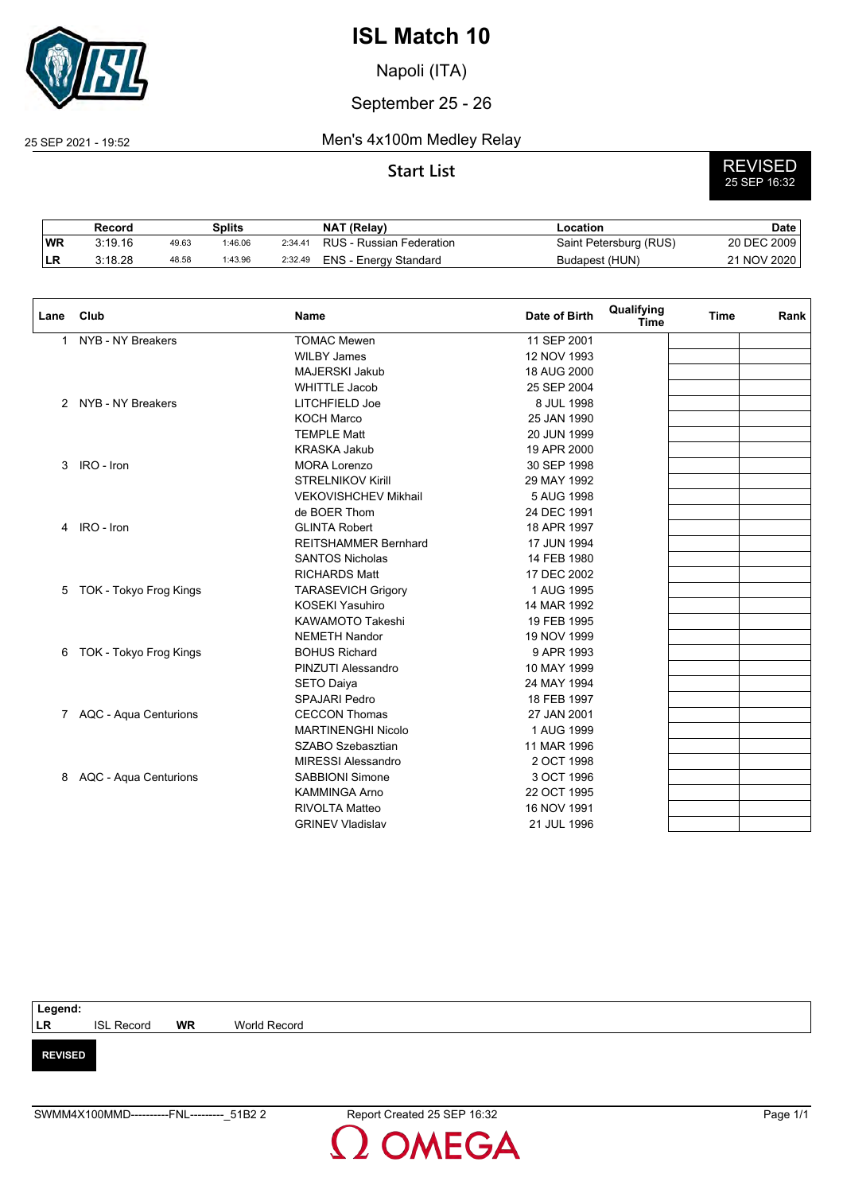# ISL Match 10

Napoli (ITA)

September 25 - 26

25 SEP 2021 - 19:52

Men's 4x100m Medley Relay

**Start List**

REVISED
25 SEP 16:32

| | Record | Splits | | | NAT (Relay) | Location | Date |
|---|---|---|---|---|---|---|---|
| WR | 3:19.16 | 49.63 | 1:46.06 | 2:34.41 | RUS - Russian Federation | Saint Petersburg (RUS) | 20 DEC 2009 |
| LR | 3:18.28 | 48.58 | 1:43.96 | 2:32.49 | ENS - Energy Standard | Budapest (HUN) | 21 NOV 2020 |

| Lane | Club | Name | Date of Birth | Qualifying Time | Time | Rank |
|---|---|---|---|---|---|---|
| 1 | NYB - NY Breakers | TOMAC Mewen | 11 SEP 2001 | | | |
| | | WILBY James | 12 NOV 1993 | | | |
| | | MAJERSKI Jakub | 18 AUG 2000 | | | |
| | | WHITTLE Jacob | 25 SEP 2004 | | | |
| 2 | NYB - NY Breakers | LITCHFIELD Joe | 8 JUL 1998 | | | |
| | | KOCH Marco | 25 JAN 1990 | | | |
| | | TEMPLE Matt | 20 JUN 1999 | | | |
| | | KRASKA Jakub | 19 APR 2000 | | | |
| 3 | IRO - Iron | MORA Lorenzo | 30 SEP 1998 | | | |
| | | STRELNIKOV Kirill | 29 MAY 1992 | | | |
| | | VEKOVISHCHEV Mikhail | 5 AUG 1998 | | | |
| | | de BOER Thom | 24 DEC 1991 | | | |
| 4 | IRO - Iron | GLINTA Robert | 18 APR 1997 | | | |
| | | REITSHAMMER Bernhard | 17 JUN 1994 | | | |
| | | SANTOS Nicholas | 14 FEB 1980 | | | |
| | | RICHARDS Matt | 17 DEC 2002 | | | |
| 5 | TOK - Tokyo Frog Kings | TARASEVICH Grigory | 1 AUG 1995 | | | |
| | | KOSEKI Yasuhiro | 14 MAR 1992 | | | |
| | | KAWAMOTO Takeshi | 19 FEB 1995 | | | |
| | | NEMETH Nandor | 19 NOV 1999 | | | |
| 6 | TOK - Tokyo Frog Kings | BOHUS Richard | 9 APR 1993 | | | |
| | | PINZUTI Alessandro | 10 MAY 1999 | | | |
| | | SETO Daiya | 24 MAY 1994 | | | |
| | | SPAJARI Pedro | 18 FEB 1997 | | | |
| 7 | AQC - Aqua Centurions | CECCON Thomas | 27 JAN 2001 | | | |
| | | MARTINENGHI Nicolo | 1 AUG 1999 | | | |
| | | SZABO Szebasztian | 11 MAR 1996 | | | |
| | | MIRESSI Alessandro | 2 OCT 1998 | | | |
| 8 | AQC - Aqua Centurions | SABBIONI Simone | 3 OCT 1996 | | | |
| | | KAMMINGA Arno | 22 OCT 1995 | | | |
| | | RIVOLTA Matteo | 16 NOV 1991 | | | |
| | | GRINEV Vladislav | 21 JUL 1996 | | | |

**Legend:**
**LR** ISL Record **WR** World Record

**REVISED**

SWMM4X100MMD----------FNL---------_51B2 2    Report Created 25 SEP 16:32